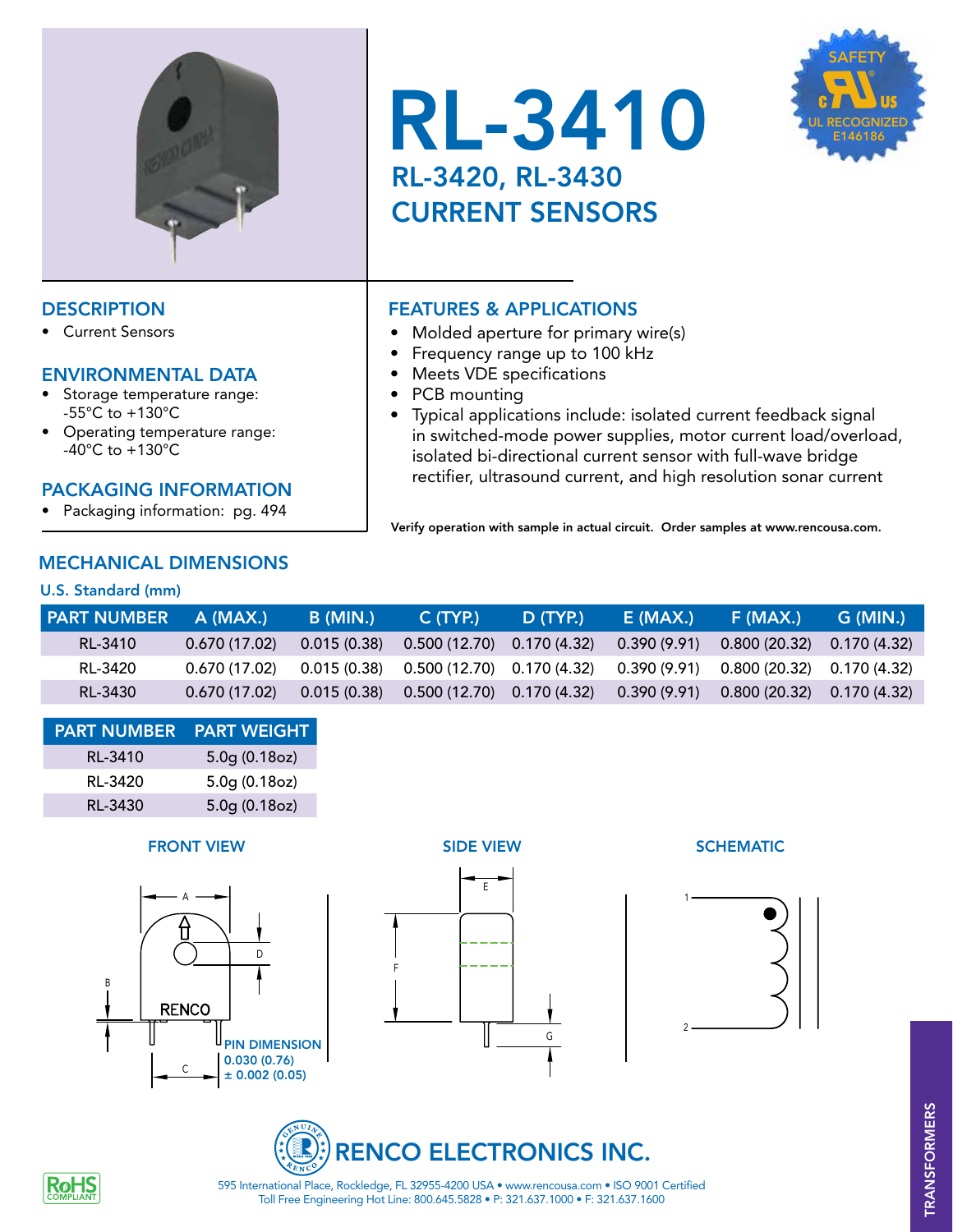# RL-3410

## RL-3420, RL-3430 CURRENT SENSORS

SAFETY c UL US UL RECOGNIZED E146186

## DESCRIPTION

- Current Sensors

## ENVIRONMENTAL DATA

- Storage temperature range: -55°C to +130°C
- Operating temperature range: -40°C to +130°C

## PACKAGING INFORMATION

- Packaging information: pg. 494

## FEATURES & APPLICATIONS

- Molded aperture for primary wire(s)
- Frequency range up to 100 kHz
- Meets VDE specifications
- PCB mounting
- Typical applications include: isolated current feedback signal in switched-mode power supplies, motor current load/overload, isolated bi-directional current sensor with full-wave bridge rectifier, ultrasound current, and high resolution sonar current

**Verify operation with sample in actual circuit. Order samples at www.rencousa.com.**

## MECHANICAL DIMENSIONS

### U.S. Standard (mm)

| PART NUMBER | A (MAX.) | B (MIN.) | C (TYP.) | D (TYP.) | E (MAX.) | F (MAX.) | G (MIN.) |
|---|---|---|---|---|---|---|---|
| RL-3410 | 0.670 (17.02) | 0.015 (0.38) | 0.500 (12.70) | 0.170 (4.32) | 0.390 (9.91) | 0.800 (20.32) | 0.170 (4.32) |
| RL-3420 | 0.670 (17.02) | 0.015 (0.38) | 0.500 (12.70) | 0.170 (4.32) | 0.390 (9.91) | 0.800 (20.32) | 0.170 (4.32) |
| RL-3430 | 0.670 (17.02) | 0.015 (0.38) | 0.500 (12.70) | 0.170 (4.32) | 0.390 (9.91) | 0.800 (20.32) | 0.170 (4.32) |

| PART NUMBER | PART WEIGHT |
|---|---|
| RL-3410 | 5.0g (0.18oz) |
| RL-3420 | 5.0g (0.18oz) |
| RL-3430 | 5.0g (0.18oz) |

FRONT VIEW

A, B, C, D, RENCO

PIN DIMENSION 0.030 (0.76) ± 0.002 (0.05)

SIDE VIEW

E, F, G

SCHEMATIC

1, 2

RENCO ELECTRONICS INC.

595 International Place, Rockledge, FL 32955-4200 USA • www.rencousa.com • ISO 9001 Certified
Toll Free Engineering Hot Line: 800.645.5828 • P: 321.637.1000 • F: 321.637.1600

RoHS COMPLIANT

TRANSFORMERS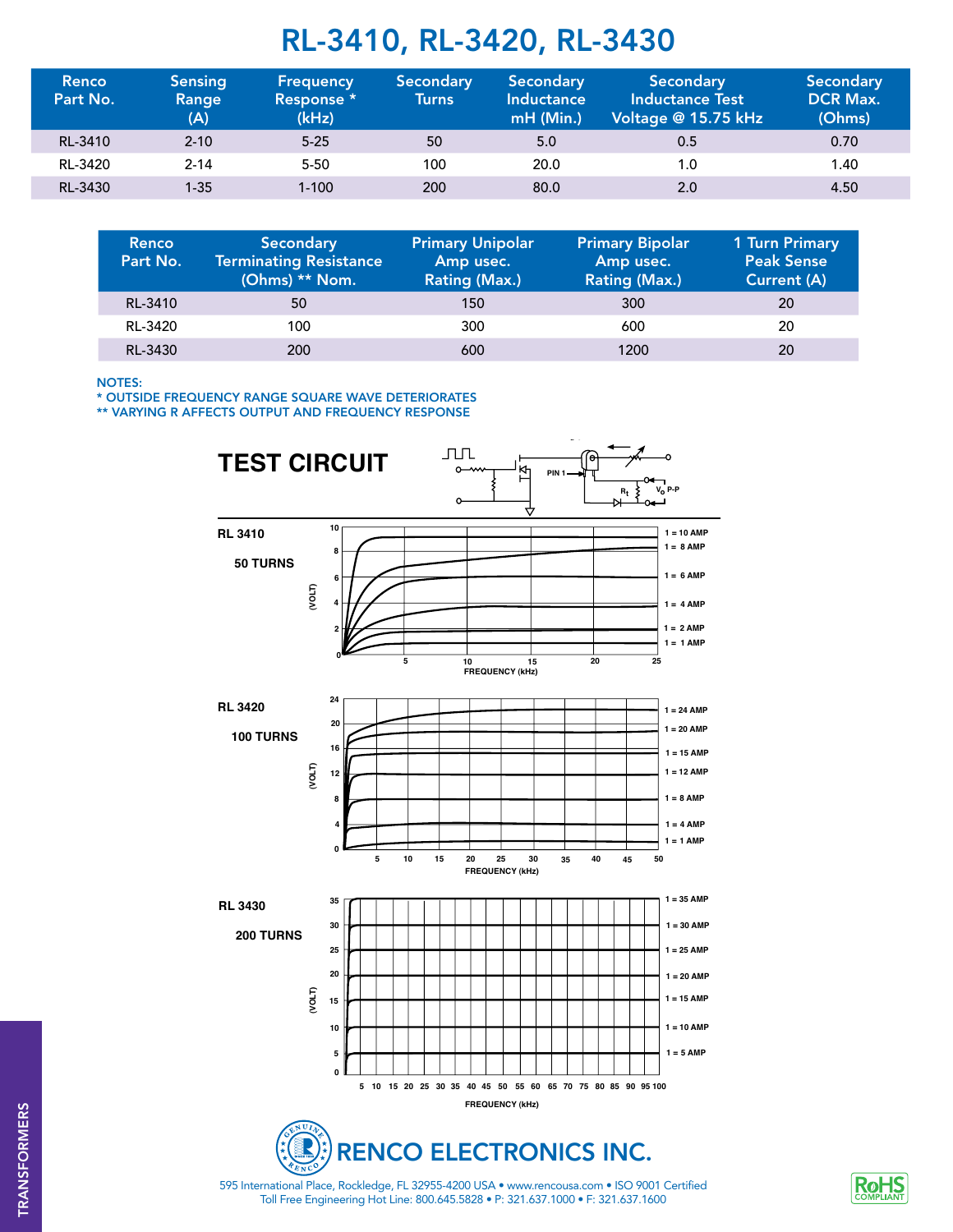# RL-3410, RL-3420, RL-3430

| Renco Part No. | Sensing Range (A) | Frequency Response * (kHz) | Secondary Turns | Secondary Inductance mH (Min.) | Secondary Inductance Test Voltage @ 15.75 kHz | Secondary DCR Max. (Ohms) |
|---|---|---|---|---|---|---|
| RL-3410 | 2-10 | 5-25 | 50 | 5.0 | 0.5 | 0.70 |
| RL-3420 | 2-14 | 5-50 | 100 | 20.0 | 1.0 | 1.40 |
| RL-3430 | 1-35 | 1-100 | 200 | 80.0 | 2.0 | 4.50 |

| Renco Part No. | Secondary Terminating Resistance (Ohms) ** Nom. | Primary Unipolar Amp usec. Rating (Max.) | Primary Bipolar Amp usec. Rating (Max.) | 1 Turn Primary Peak Sense Current (A) |
|---|---|---|---|---|
| RL-3410 | 50 | 150 | 300 | 20 |
| RL-3420 | 100 | 300 | 600 | 20 |
| RL-3430 | 200 | 600 | 1200 | 20 |

NOTES:
* OUTSIDE FREQUENCY RANGE SQUARE WAVE DETERIORATES
** VARYING R AFFECTS OUTPUT AND FREQUENCY RESPONSE

## TEST CIRCUIT

PIN 1
$R_t$
$V_o$ P-P

RL 3410
50 TURNS
(VOLT)
0 2 4 6 8 10
5 10 15 20 25
FREQUENCY (kHz)
1 = 10 AMP
1 = 8 AMP
1 = 6 AMP
1 = 4 AMP
1 = 2 AMP
1 = 1 AMP

RL 3420
100 TURNS
(VOLT)
0 4 8 12 16 20 24
5 10 15 20 25 30 35 40 45 50
FREQUENCY (kHz)
1 = 24 AMP
1 = 20 AMP
1 = 15 AMP
1 = 12 AMP
1 = 8 AMP
1 = 4 AMP
1 = 1 AMP

RL 3430
200 TURNS
(VOLT)
0 5 10 15 20 25 30 35
5 10 15 20 25 30 35 40 45 50 55 60 65 70 75 80 85 90 95 100
FREQUENCY (kHz)
1 = 35 AMP
1 = 30 AMP
1 = 25 AMP
1 = 20 AMP
1 = 15 AMP
1 = 10 AMP
1 = 5 AMP

**RENCO ELECTRONICS INC.**

595 International Place, Rockledge, FL 32955-4200 USA • www.rencousa.com • ISO 9001 Certified
Toll Free Engineering Hot Line: 800.645.5828 • P: 321.637.1000 • F: 321.637.1600

RoHS COMPLIANT

TRANSFORMERS